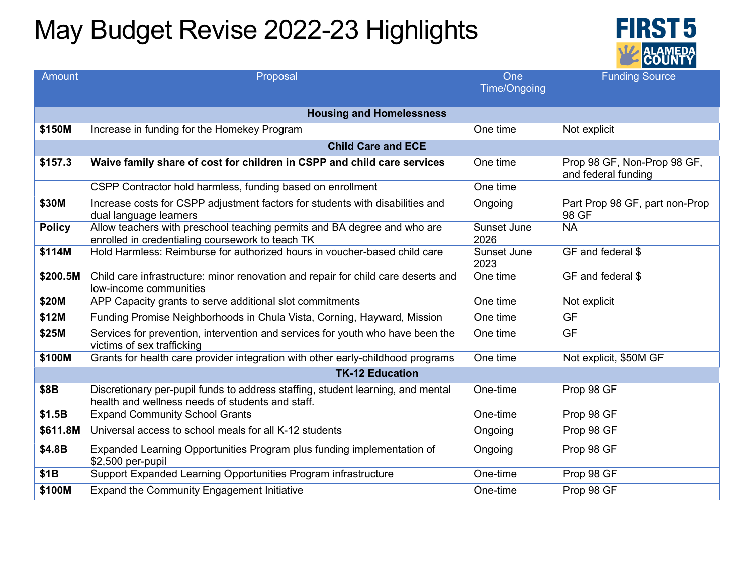# May Budget Revise 2022-23 Highlights

| Amount | Proposal | One Time/Ongoing | Funding Source |
|---|---|---|---|
| **Housing and Homelessness** | | | |
| **$150M** | Increase in funding for the Homekey Program | One time | Not explicit |
| **Child Care and ECE** | | | |
| **$157.3** | **Waive family share of cost for children in CSPP and child care services** | One time | Prop 98 GF, Non-Prop 98 GF, and federal funding |
| | CSPP Contractor hold harmless, funding based on enrollment | One time | |
| **$30M** | Increase costs for CSPP adjustment factors for students with disabilities and dual language learners | Ongoing | Part Prop 98 GF, part non-Prop 98 GF |
| **Policy** | Allow teachers with preschool teaching permits and BA degree and who are enrolled in credentialing coursework to teach TK | Sunset June 2026 | NA |
| **$114M** | Hold Harmless: Reimburse for authorized hours in voucher-based child care | Sunset June 2023 | GF and federal $ |
| **$200.5M** | Child care infrastructure: minor renovation and repair for child care deserts and low-income communities | One time | GF and federal $ |
| **$20M** | APP Capacity grants to serve additional slot commitments | One time | Not explicit |
| **$12M** | Funding Promise Neighborhoods in Chula Vista, Corning, Hayward, Mission | One time | GF |
| **$25M** | Services for prevention, intervention and services for youth who have been the victims of sex trafficking | One time | GF |
| **$100M** | Grants for health care provider integration with other early-childhood programs | One time | Not explicit, $50M GF |
| **TK-12 Education** | | | |
| **$8B** | Discretionary per-pupil funds to address staffing, student learning, and mental health and wellness needs of students and staff. | One-time | Prop 98 GF |
| **$1.5B** | Expand Community School Grants | One-time | Prop 98 GF |
| **$611.8M** | Universal access to school meals for all K-12 students | Ongoing | Prop 98 GF |
| **$4.8B** | Expanded Learning Opportunities Program plus funding implementation of $2,500 per-pupil | Ongoing | Prop 98 GF |
| **$1B** | Support Expanded Learning Opportunities Program infrastructure | One-time | Prop 98 GF |
| **$100M** | Expand the Community Engagement Initiative | One-time | Prop 98 GF |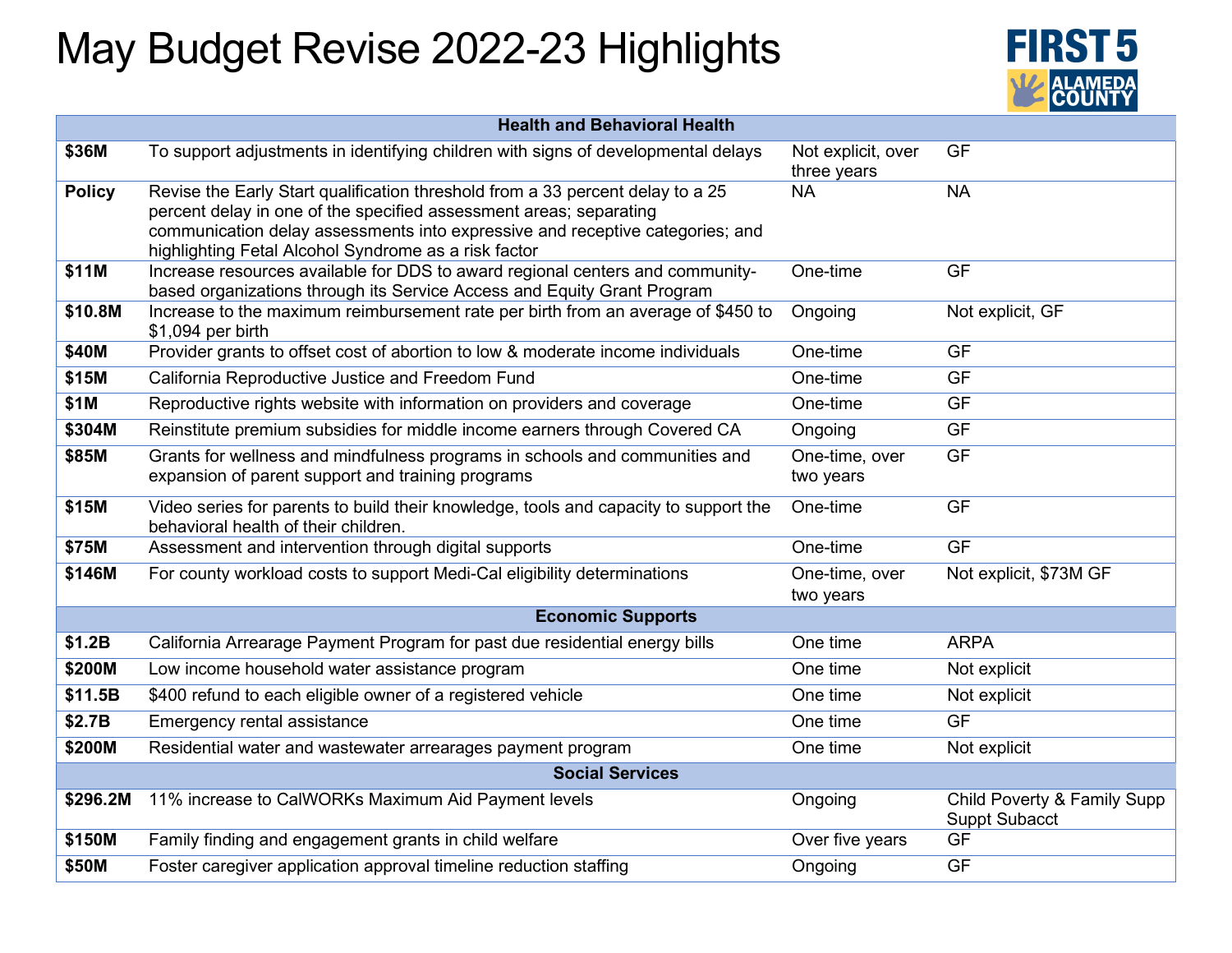# May Budget Revise 2022-23 Highlights

FIRST 5 ALAMEDA COUNTY

| | | | |
|---|---|---|---|
| **Health and Behavioral Health** | | | |
| **$36M** | To support adjustments in identifying children with signs of developmental delays | Not explicit, over three years | GF |
| **Policy** | Revise the Early Start qualification threshold from a 33 percent delay to a 25 percent delay in one of the specified assessment areas; separating communication delay assessments into expressive and receptive categories; and highlighting Fetal Alcohol Syndrome as a risk factor | NA | NA |
| **$11M** | Increase resources available for DDS to award regional centers and community-based organizations through its Service Access and Equity Grant Program | One-time | GF |
| **$10.8M** | Increase to the maximum reimbursement rate per birth from an average of $450 to $1,094 per birth | Ongoing | Not explicit, GF |
| **$40M** | Provider grants to offset cost of abortion to low & moderate income individuals | One-time | GF |
| **$15M** | California Reproductive Justice and Freedom Fund | One-time | GF |
| **$1M** | Reproductive rights website with information on providers and coverage | One-time | GF |
| **$304M** | Reinstitute premium subsidies for middle income earners through Covered CA | Ongoing | GF |
| **$85M** | Grants for wellness and mindfulness programs in schools and communities and expansion of parent support and training programs | One-time, over two years | GF |
| **$15M** | Video series for parents to build their knowledge, tools and capacity to support the behavioral health of their children. | One-time | GF |
| **$75M** | Assessment and intervention through digital supports | One-time | GF |
| **$146M** | For county workload costs to support Medi-Cal eligibility determinations | One-time, over two years | Not explicit, $73M GF |
| **Economic Supports** | | | |
| **$1.2B** | California Arrearage Payment Program for past due residential energy bills | One time | ARPA |
| **$200M** | Low income household water assistance program | One time | Not explicit |
| **$11.5B** | $400 refund to each eligible owner of a registered vehicle | One time | Not explicit |
| **$2.7B** | Emergency rental assistance | One time | GF |
| **$200M** | Residential water and wastewater arrearages payment program | One time | Not explicit |
| **Social Services** | | | |
| **$296.2M** | 11% increase to CalWORKs Maximum Aid Payment levels | Ongoing | Child Poverty & Family Supp Suppt Subacct |
| **$150M** | Family finding and engagement grants in child welfare | Over five years | GF |
| **$50M** | Foster caregiver application approval timeline reduction staffing | Ongoing | GF |